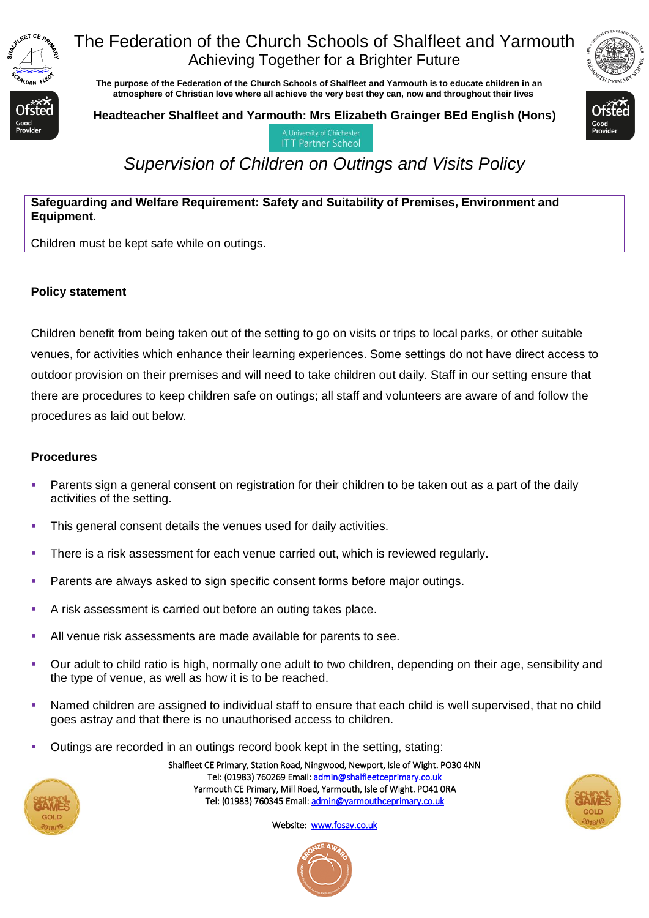# The Federation of the Church Schools of Shalfleet and Yarmouth

Achieving Together for a Brighter Future

**The purpose of the Federation of the Church Schools of Shalfleet and Yarmouth is to educate children in an atmosphere of Christian love where all achieve the very best they can, now and throughout their lives**

**Headteacher Shalfleet and Yarmouth: Mrs Elizabeth Grainger BEd English (Hons)**

A University of Chichester ITT Partner School

## *Supervision of Children on Outings and Visits Policy*

**Safeguarding and Welfare Requirement: Safety and Suitability of Premises, Environment and Equipment**.

Children must be kept safe while on outings.

### Policy statement

Children benefit from being taken out of the setting to go on visits or trips to local parks, or other suitable venues, for activities which enhance their learning experiences. Some settings do not have direct access to outdoor provision on their premises and will need to take children out daily. Staff in our setting ensure that there are procedures to keep children safe on outings; all staff and volunteers are aware of and follow the procedures as laid out below.

### Procedures

- Parents sign a general consent on registration for their children to be taken out as a part of the daily activities of the setting.
- This general consent details the venues used for daily activities.
- There is a risk assessment for each venue carried out, which is reviewed regularly.
- Parents are always asked to sign specific consent forms before major outings.
- A risk assessment is carried out before an outing takes place.
- All venue risk assessments are made available for parents to see.
- Our adult to child ratio is high, normally one adult to two children, depending on their age, sensibility and the type of venue, as well as how it is to be reached.
- Named children are assigned to individual staff to ensure that each child is well supervised, that no child goes astray and that there is no unauthorised access to children.
- Outings are recorded in an outings record book kept in the setting, stating:

Shalfleet CE Primary, Station Road, Ningwood, Newport, Isle of Wight. PO30 4NN
Tel: (01983) 760269 Email: admin@shalfleetceprimary.co.uk
Yarmouth CE Primary, Mill Road, Yarmouth, Isle of Wight. PO41 0RA
Tel: (01983) 760345 Email: admin@yarmouthceprimary.co.uk

Website: www.fosay.co.uk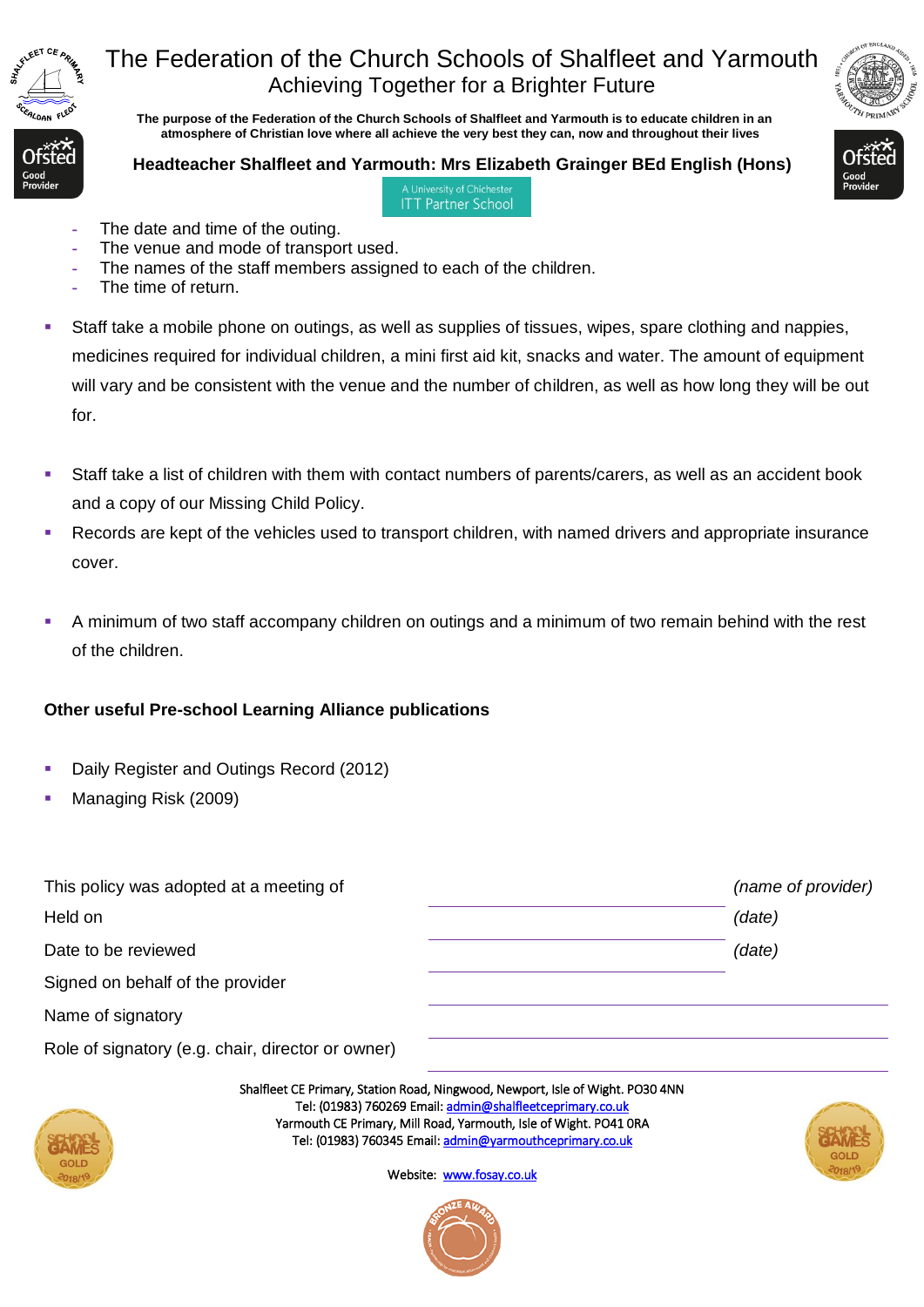- The date and time of the outing.
- The venue and mode of transport used.
- The names of the staff members assigned to each of the children.
- The time of return.

- Staff take a mobile phone on outings, as well as supplies of tissues, wipes, spare clothing and nappies, medicines required for individual children, a mini first aid kit, snacks and water. The amount of equipment will vary and be consistent with the venue and the number of children, as well as how long they will be out for.

- Staff take a list of children with them with contact numbers of parents/carers, as well as an accident book and a copy of our Missing Child Policy.
- Records are kept of the vehicles used to transport children, with named drivers and appropriate insurance cover.

- A minimum of two staff accompany children on outings and a minimum of two remain behind with the rest of the children.

**Other useful Pre-school Learning Alliance publications**

- Daily Register and Outings Record (2012)
- Managing Risk (2009)

| | | |
|---|---|---|
| This policy was adopted at a meeting of | | *(name of provider)* |
| Held on | | *(date)* |
| Date to be reviewed | | *(date)* |
| Signed on behalf of the provider | | |
| Name of signatory | | |
| Role of signatory (e.g. chair, director or owner) | | |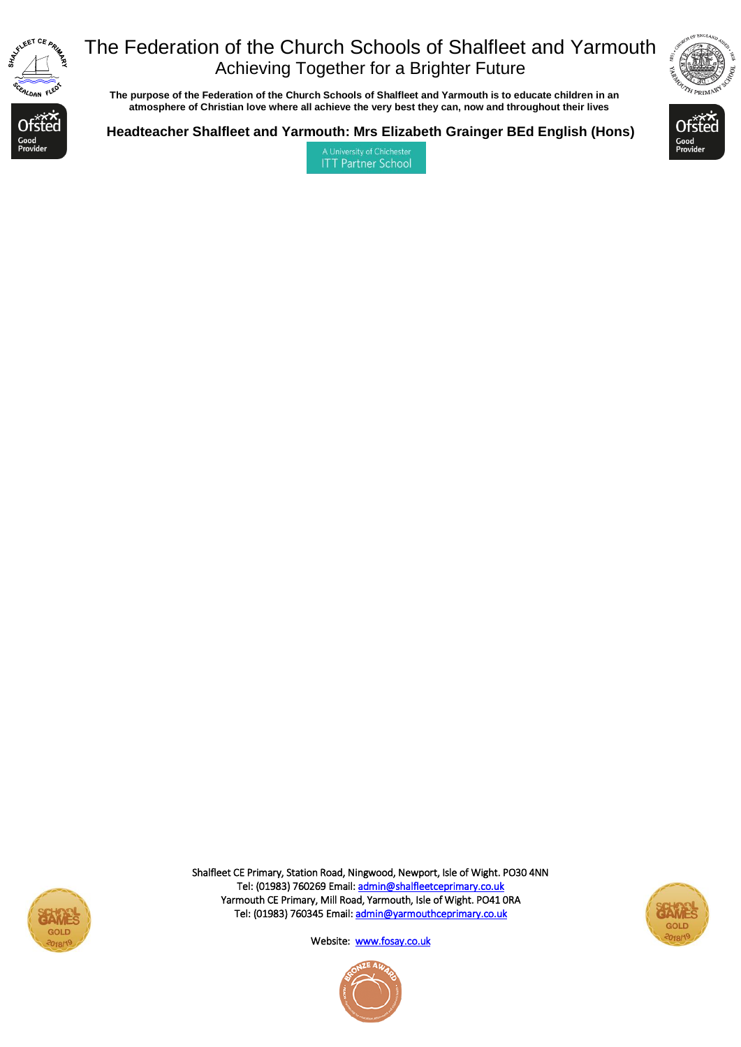# The Federation of the Church Schools of Shalfleet and Yarmouth

## Achieving Together for a Brighter Future

**The purpose of the Federation of the Church Schools of Shalfleet and Yarmouth is to educate children in an atmosphere of Christian love where all achieve the very best they can, now and throughout their lives**

**Headteacher Shalfleet and Yarmouth: Mrs Elizabeth Grainger BEd English (Hons)**

A University of Chichester ITT Partner School

Shalfleet CE Primary, Station Road, Ningwood, Newport, Isle of Wight. PO30 4NN
Tel: (01983) 760269 Email: admin@shalfleetceprimary.co.uk
Yarmouth CE Primary, Mill Road, Yarmouth, Isle of Wight. PO41 0RA
Tel: (01983) 760345 Email: admin@yarmouthceprimary.co.uk

Website: www.fosay.co.uk